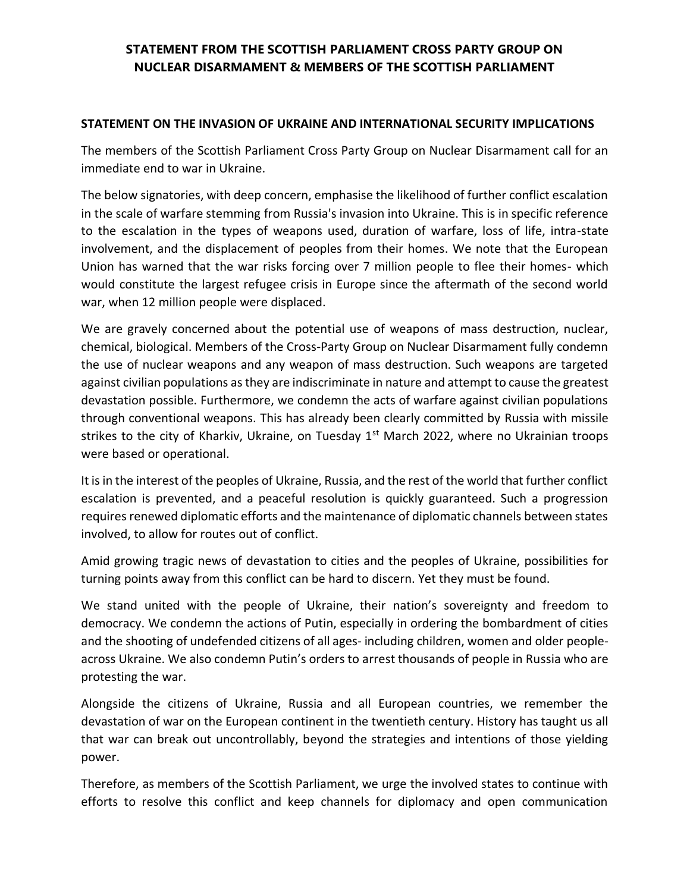# STATEMENT FROM THE SCOTTISH PARLIAMENT CROSS PARTY GROUP ON NUCLEAR DISARMAMENT & MEMBERS OF THE SCOTTISH PARLIAMENT

## STATEMENT ON THE INVASION OF UKRAINE AND INTERNATIONAL SECURITY IMPLICATIONS

The members of the Scottish Parliament Cross Party Group on Nuclear Disarmament call for an immediate end to war in Ukraine.

The below signatories, with deep concern, emphasise the likelihood of further conflict escalation in the scale of warfare stemming from Russia's invasion into Ukraine. This is in specific reference to the escalation in the types of weapons used, duration of warfare, loss of life, intra-state involvement, and the displacement of peoples from their homes. We note that the European Union has warned that the war risks forcing over 7 million people to flee their homes- which would constitute the largest refugee crisis in Europe since the aftermath of the second world war, when 12 million people were displaced.

We are gravely concerned about the potential use of weapons of mass destruction, nuclear, chemical, biological. Members of the Cross-Party Group on Nuclear Disarmament fully condemn the use of nuclear weapons and any weapon of mass destruction. Such weapons are targeted against civilian populations as they are indiscriminate in nature and attempt to cause the greatest devastation possible. Furthermore, we condemn the acts of warfare against civilian populations through conventional weapons. This has already been clearly committed by Russia with missile strikes to the city of Kharkiv, Ukraine, on Tuesday 1st March 2022, where no Ukrainian troops were based or operational.

It is in the interest of the peoples of Ukraine, Russia, and the rest of the world that further conflict escalation is prevented, and a peaceful resolution is quickly guaranteed. Such a progression requires renewed diplomatic efforts and the maintenance of diplomatic channels between states involved, to allow for routes out of conflict.

Amid growing tragic news of devastation to cities and the peoples of Ukraine, possibilities for turning points away from this conflict can be hard to discern. Yet they must be found.

We stand united with the people of Ukraine, their nation's sovereignty and freedom to democracy. We condemn the actions of Putin, especially in ordering the bombardment of cities and the shooting of undefended citizens of all ages- including children, women and older people- across Ukraine. We also condemn Putin's orders to arrest thousands of people in Russia who are protesting the war.

Alongside the citizens of Ukraine, Russia and all European countries, we remember the devastation of war on the European continent in the twentieth century. History has taught us all that war can break out uncontrollably, beyond the strategies and intentions of those yielding power.

Therefore, as members of the Scottish Parliament, we urge the involved states to continue with efforts to resolve this conflict and keep channels for diplomacy and open communication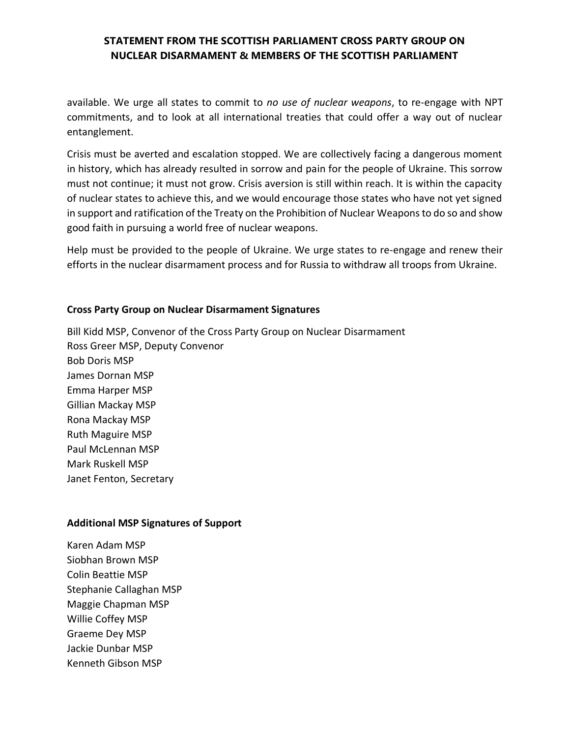available. We urge all states to commit to *no use of nuclear weapons*, to re-engage with NPT commitments, and to look at all international treaties that could offer a way out of nuclear entanglement.

Crisis must be averted and escalation stopped. We are collectively facing a dangerous moment in history, which has already resulted in sorrow and pain for the people of Ukraine. This sorrow must not continue; it must not grow. Crisis aversion is still within reach. It is within the capacity of nuclear states to achieve this, and we would encourage those states who have not yet signed in support and ratification of the Treaty on the Prohibition of Nuclear Weapons to do so and show good faith in pursuing a world free of nuclear weapons.

Help must be provided to the people of Ukraine. We urge states to re-engage and renew their efforts in the nuclear disarmament process and for Russia to withdraw all troops from Ukraine.

**Cross Party Group on Nuclear Disarmament Signatures**

Bill Kidd MSP, Convenor of the Cross Party Group on Nuclear Disarmament
Ross Greer MSP, Deputy Convenor
Bob Doris MSP
James Dornan MSP
Emma Harper MSP
Gillian Mackay MSP
Rona Mackay MSP
Ruth Maguire MSP
Paul McLennan MSP
Mark Ruskell MSP
Janet Fenton, Secretary

**Additional MSP Signatures of Support**

Karen Adam MSP
Siobhan Brown MSP
Colin Beattie MSP
Stephanie Callaghan MSP
Maggie Chapman MSP
Willie Coffey MSP
Graeme Dey MSP
Jackie Dunbar MSP
Kenneth Gibson MSP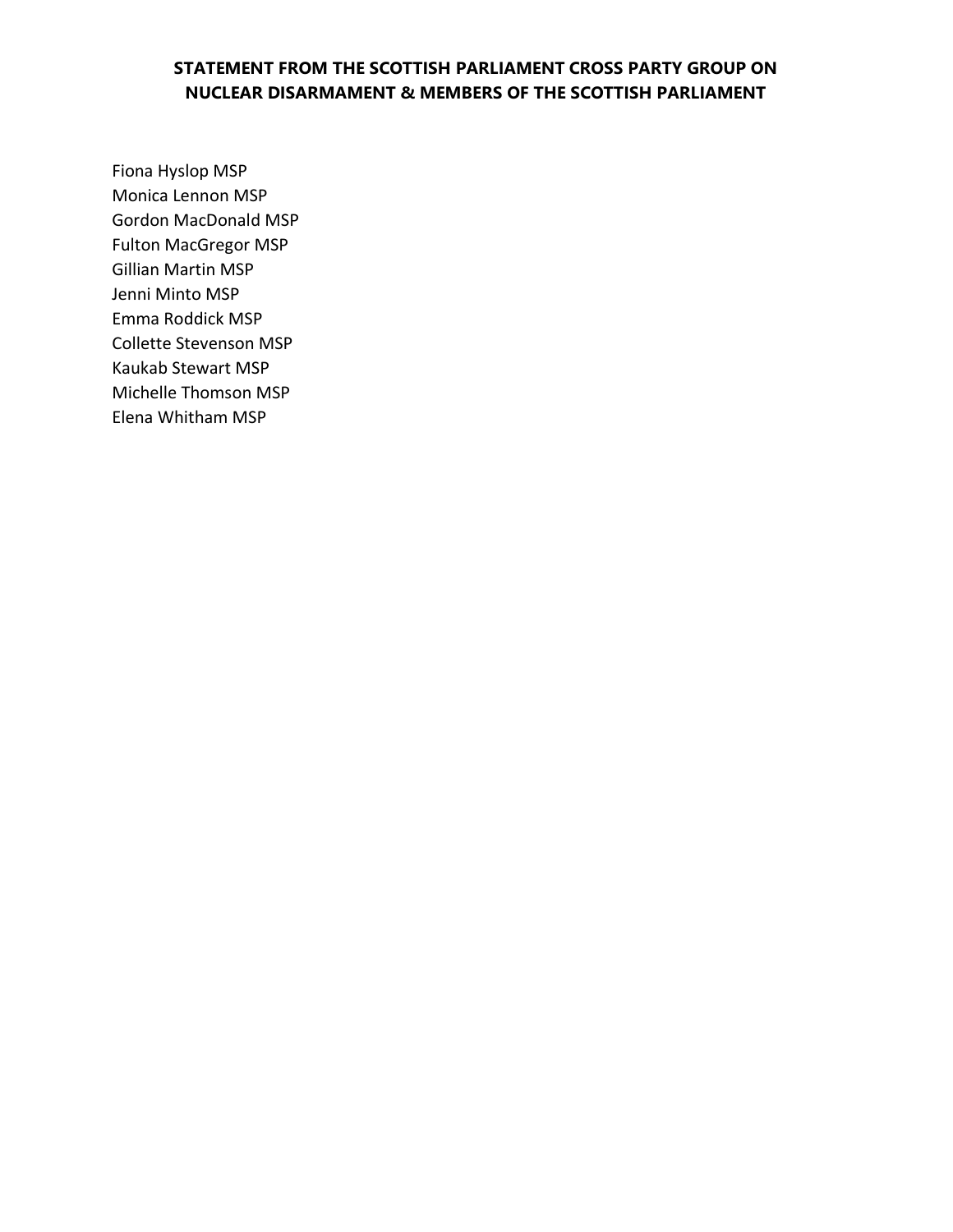**STATEMENT FROM THE SCOTTISH PARLIAMENT CROSS PARTY GROUP ON NUCLEAR DISARMAMENT & MEMBERS OF THE SCOTTISH PARLIAMENT**

Fiona Hyslop MSP
Monica Lennon MSP
Gordon MacDonald MSP
Fulton MacGregor MSP
Gillian Martin MSP
Jenni Minto MSP
Emma Roddick MSP
Collette Stevenson MSP
Kaukab Stewart MSP
Michelle Thomson MSP
Elena Whitham MSP